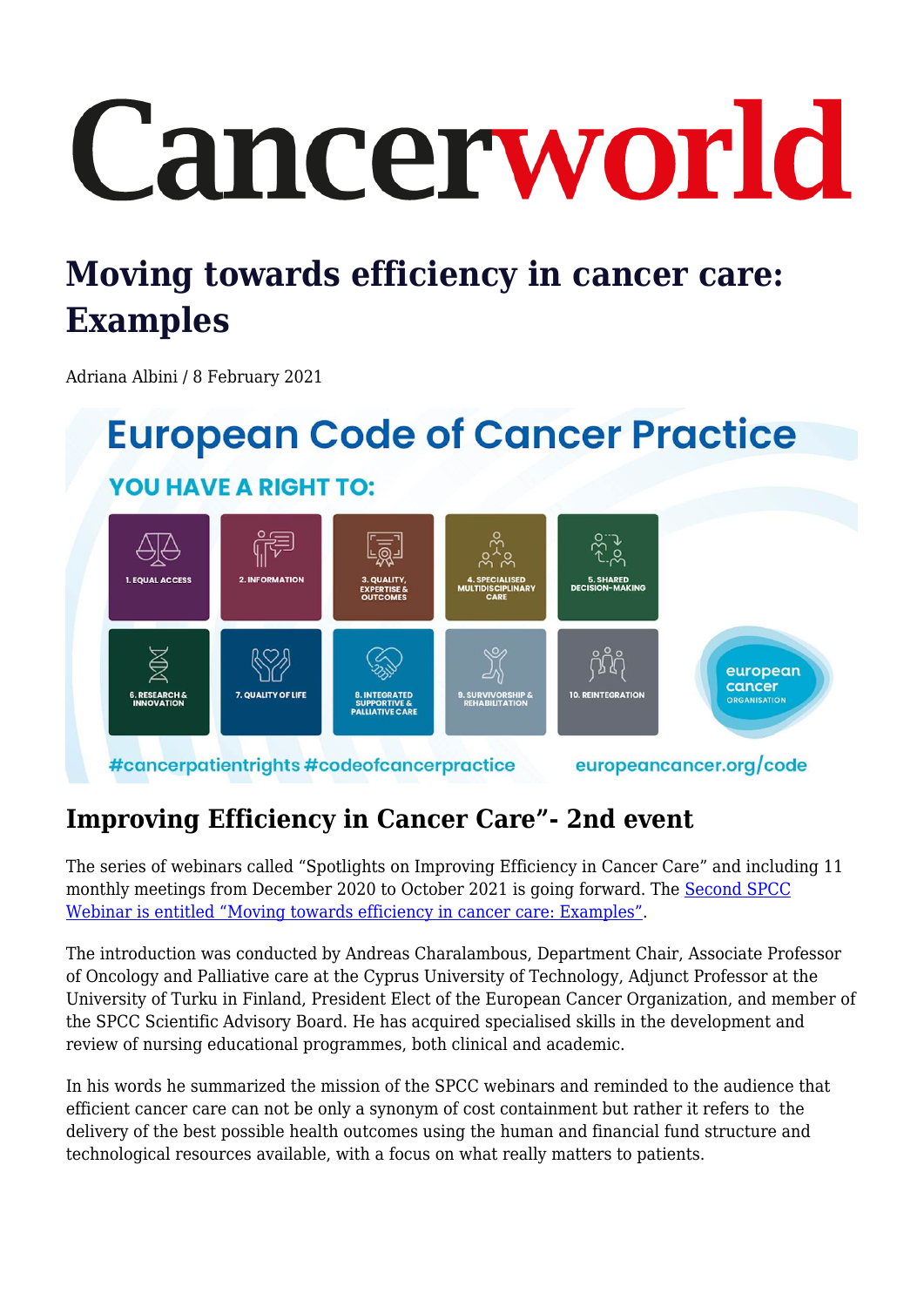# Cancerworld

# Moving towards efficiency in cancer care: Examples

Adriana Albini / 8 February 2021

## Improving Efficiency in Cancer Care"- 2nd event

The series of webinars called "Spotlights on Improving Efficiency in Cancer Care" and including 11 monthly meetings from December 2020 to October 2021 is going forward. The Second SPCC Webinar is entitled "Moving towards efficiency in cancer care: Examples".

The introduction was conducted by Andreas Charalambous, Department Chair, Associate Professor of Oncology and Palliative care at the Cyprus University of Technology, Adjunct Professor at the University of Turku in Finland, President Elect of the European Cancer Organization, and member of the SPCC Scientific Advisory Board. He has acquired specialised skills in the development and review of nursing educational programmes, both clinical and academic.

In his words he summarized the mission of the SPCC webinars and reminded to the audience that efficient cancer care can not be only a synonym of cost containment but rather it refers to the delivery of the best possible health outcomes using the human and financial fund structure and technological resources available, with a focus on what really matters to patients.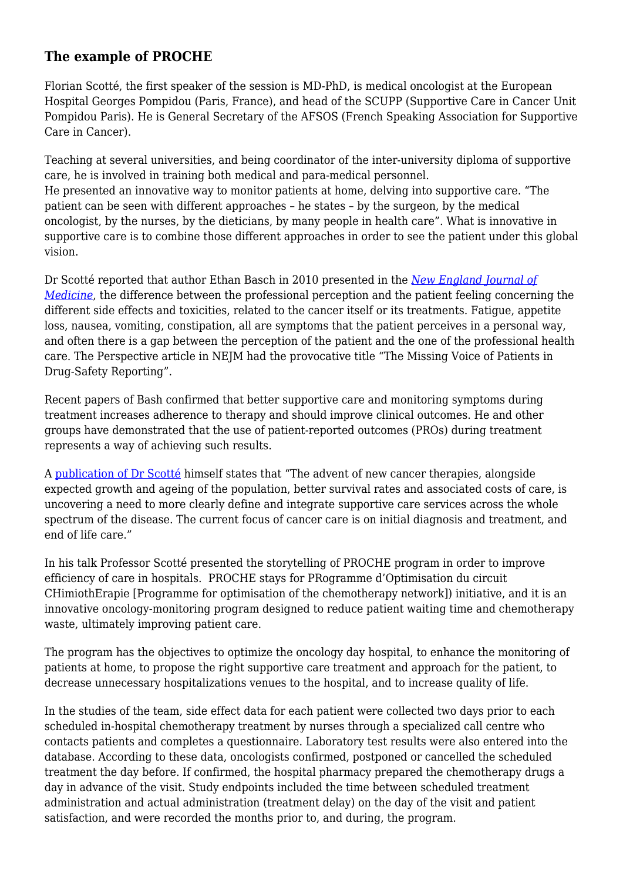### The example of PROCHE

Florian Scotté, the first speaker of the session is MD-PhD, is medical oncologist at the European Hospital Georges Pompidou (Paris, France), and head of the SCUPP (Supportive Care in Cancer Unit Pompidou Paris). He is General Secretary of the AFSOS (French Speaking Association for Supportive Care in Cancer).

Teaching at several universities, and being coordinator of the inter-university diploma of supportive care, he is involved in training both medical and para-medical personnel.
He presented an innovative way to monitor patients at home, delving into supportive care. "The patient can be seen with different approaches – he states – by the surgeon, by the medical oncologist, by the nurses, by the dieticians, by many people in health care". What is innovative in supportive care is to combine those different approaches in order to see the patient under this global vision.

Dr Scotté reported that author Ethan Basch in 2010 presented in the *New England Journal of Medicine*, the difference between the professional perception and the patient feeling concerning the different side effects and toxicities, related to the cancer itself or its treatments. Fatigue, appetite loss, nausea, vomiting, constipation, all are symptoms that the patient perceives in a personal way, and often there is a gap between the perception of the patient and the one of the professional health care. The Perspective article in NEJM had the provocative title "The Missing Voice of Patients in Drug-Safety Reporting".

Recent papers of Bash confirmed that better supportive care and monitoring symptoms during treatment increases adherence to therapy and should improve clinical outcomes. He and other groups have demonstrated that the use of patient-reported outcomes (PROs) during treatment represents a way of achieving such results.

A publication of Dr Scotté himself states that "The advent of new cancer therapies, alongside expected growth and ageing of the population, better survival rates and associated costs of care, is uncovering a need to more clearly define and integrate supportive care services across the whole spectrum of the disease. The current focus of cancer care is on initial diagnosis and treatment, and end of life care."

In his talk Professor Scotté presented the storytelling of PROCHE program in order to improve efficiency of care in hospitals. PROCHE stays for PRogramme d'Optimisation du circuit CHimiothErapie [Programme for optimisation of the chemotherapy network]) initiative, and it is an innovative oncology-monitoring program designed to reduce patient waiting time and chemotherapy waste, ultimately improving patient care.

The program has the objectives to optimize the oncology day hospital, to enhance the monitoring of patients at home, to propose the right supportive care treatment and approach for the patient, to decrease unnecessary hospitalizations venues to the hospital, and to increase quality of life.

In the studies of the team, side effect data for each patient were collected two days prior to each scheduled in-hospital chemotherapy treatment by nurses through a specialized call centre who contacts patients and completes a questionnaire. Laboratory test results were also entered into the database. According to these data, oncologists confirmed, postponed or cancelled the scheduled treatment the day before. If confirmed, the hospital pharmacy prepared the chemotherapy drugs a day in advance of the visit. Study endpoints included the time between scheduled treatment administration and actual administration (treatment delay) on the day of the visit and patient satisfaction, and were recorded the months prior to, and during, the program.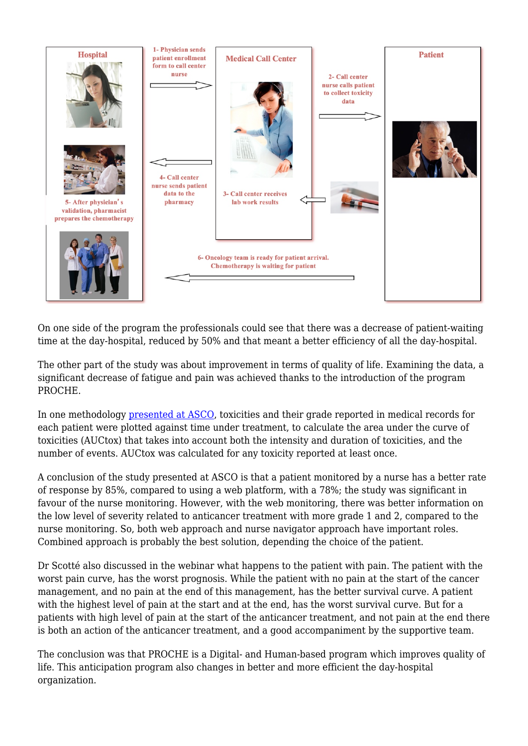Hospital

1- Physician sends patient enrollment form to call center nurse

Medical Call Center

2- Call center nurse calls patient to collect toxicity data

Patient

4- Call center nurse sends patient data to the pharmacy

3- Call center receives lab work results

5- After physician's validation, pharmacist prepares the chemotherapy

6- Oncology team is ready for patient arrival. Chemotherapy is waiting for patient

On one side of the program the professionals could see that there was a decrease of patient-waiting time at the day-hospital, reduced by 50% and that meant a better efficiency of all the day-hospital.

The other part of the study was about improvement in terms of quality of life. Examining the data, a significant decrease of fatigue and pain was achieved thanks to the introduction of the program PROCHE.

In one methodology presented at ASCO, toxicities and their grade reported in medical records for each patient were plotted against time under treatment, to calculate the area under the curve of toxicities (AUCtox) that takes into account both the intensity and duration of toxicities, and the number of events. AUCtox was calculated for any toxicity reported at least once.

A conclusion of the study presented at ASCO is that a patient monitored by a nurse has a better rate of response by 85%, compared to using a web platform, with a 78%; the study was significant in favour of the nurse monitoring. However, with the web monitoring, there was better information on the low level of severity related to anticancer treatment with more grade 1 and 2, compared to the nurse monitoring. So, both web approach and nurse navigator approach have important roles. Combined approach is probably the best solution, depending the choice of the patient.

Dr Scotté also discussed in the webinar what happens to the patient with pain. The patient with the worst pain curve, has the worst prognosis. While the patient with no pain at the start of the cancer management, and no pain at the end of this management, has the better survival curve. A patient with the highest level of pain at the start and at the end, has the worst survival curve. But for a patients with high level of pain at the start of the anticancer treatment, and not pain at the end there is both an action of the anticancer treatment, and a good accompaniment by the supportive team.

The conclusion was that PROCHE is a Digital- and Human-based program which improves quality of life. This anticipation program also changes in better and more efficient the day-hospital organization.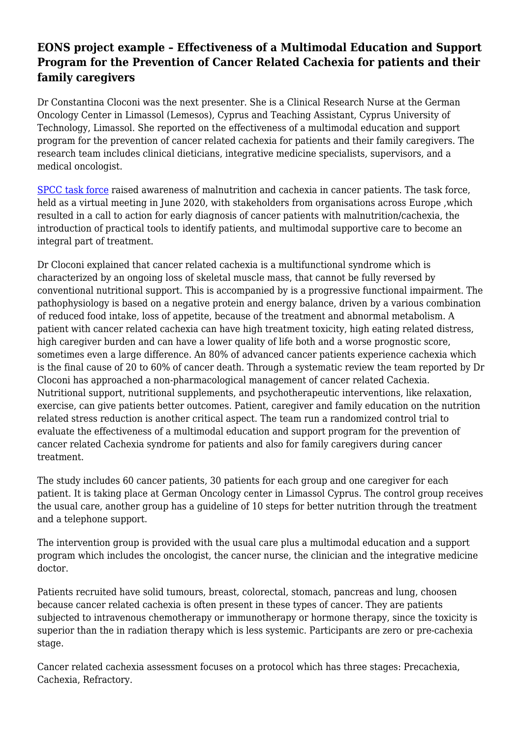## EONS project example – Effectiveness of a Multimodal Education and Support Program for the Prevention of Cancer Related Cachexia for patients and their family caregivers

Dr Constantina Cloconi was the next presenter. She is a Clinical Research Nurse at the German Oncology Center in Limassol (Lemesos), Cyprus and Teaching Assistant, Cyprus University of Technology, Limassol. She reported on the effectiveness of a multimodal education and support program for the prevention of cancer related cachexia for patients and their family caregivers. The research team includes clinical dieticians, integrative medicine specialists, supervisors, and a medical oncologist.

[SPCC task force](#) raised awareness of malnutrition and cachexia in cancer patients. The task force, held as a virtual meeting in June 2020, with stakeholders from organisations across Europe ,which resulted in a call to action for early diagnosis of cancer patients with malnutrition/cachexia, the introduction of practical tools to identify patients, and multimodal supportive care to become an integral part of treatment.

Dr Cloconi explained that cancer related cachexia is a multifunctional syndrome which is characterized by an ongoing loss of skeletal muscle mass, that cannot be fully reversed by conventional nutritional support. This is accompanied by is a progressive functional impairment. The pathophysiology is based on a negative protein and energy balance, driven by a various combination of reduced food intake, loss of appetite, because of the treatment and abnormal metabolism. A patient with cancer related cachexia can have high treatment toxicity, high eating related distress, high caregiver burden and can have a lower quality of life both and a worse prognostic score, sometimes even a large difference. An 80% of advanced cancer patients experience cachexia which is the final cause of 20 to 60% of cancer death. Through a systematic review the team reported by Dr Cloconi has approached a non-pharmacological management of cancer related Cachexia. Nutritional support, nutritional supplements, and psychotherapeutic interventions, like relaxation, exercise, can give patients better outcomes. Patient, caregiver and family education on the nutrition related stress reduction is another critical aspect. The team run a randomized control trial to evaluate the effectiveness of a multimodal education and support program for the prevention of cancer related Cachexia syndrome for patients and also for family caregivers during cancer treatment.

The study includes 60 cancer patients, 30 patients for each group and one caregiver for each patient. It is taking place at German Oncology center in Limassol Cyprus. The control group receives the usual care, another group has a guideline of 10 steps for better nutrition through the treatment and a telephone support.

The intervention group is provided with the usual care plus a multimodal education and a support program which includes the oncologist, the cancer nurse, the clinician and the integrative medicine doctor.

Patients recruited have solid tumours, breast, colorectal, stomach, pancreas and lung, choosen because cancer related cachexia is often present in these types of cancer. They are patients subjected to intravenous chemotherapy or immunotherapy or hormone therapy, since the toxicity is superior than the in radiation therapy which is less systemic. Participants are zero or pre-cachexia stage.

Cancer related cachexia assessment focuses on a protocol which has three stages: Precachexia, Cachexia, Refractory.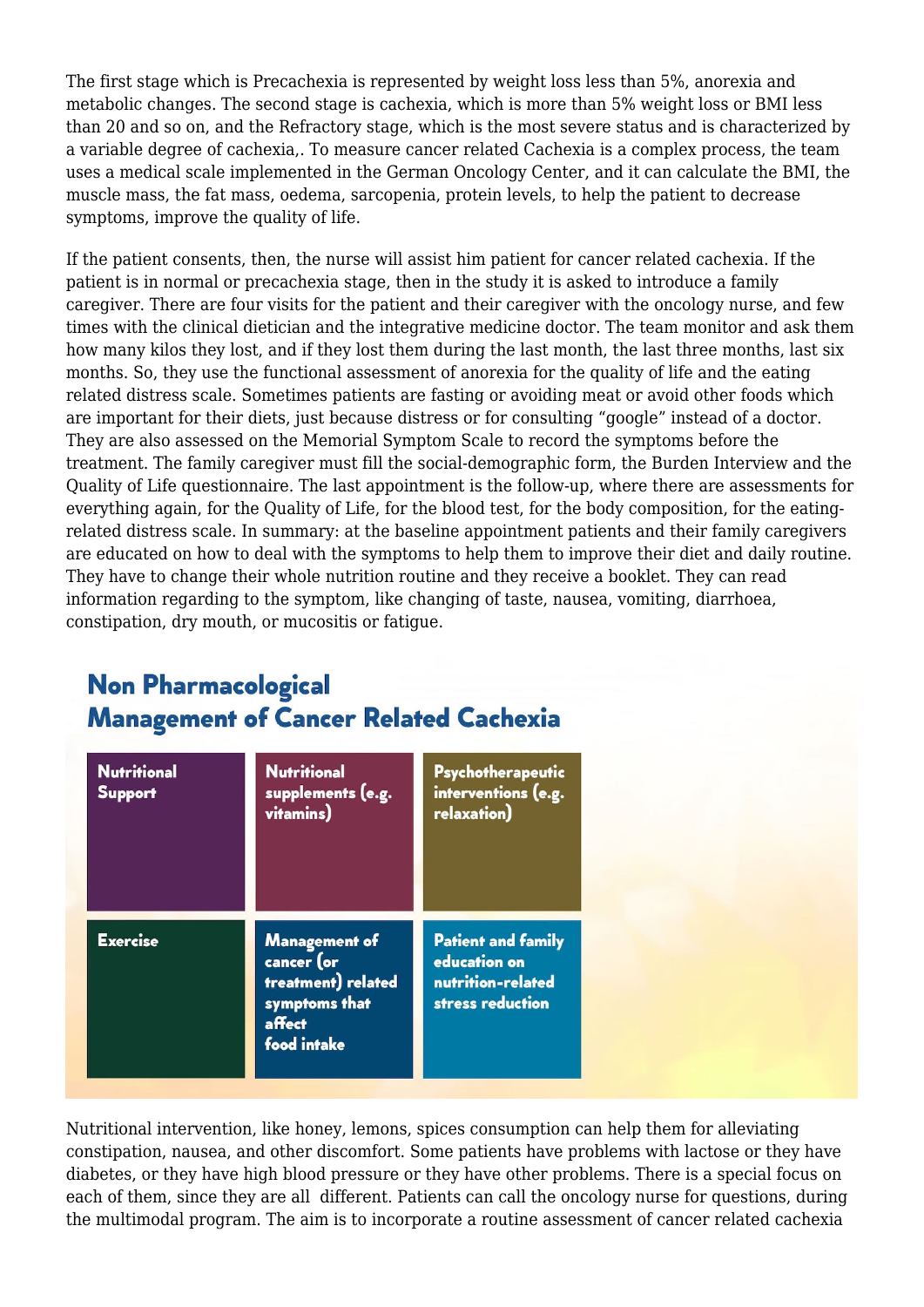The first stage which is Precachexia is represented by weight loss less than 5%, anorexia and metabolic changes. The second stage is cachexia, which is more than 5% weight loss or BMI less than 20 and so on, and the Refractory stage, which is the most severe status and is characterized by a variable degree of cachexia,. To measure cancer related Cachexia is a complex process, the team uses a medical scale implemented in the German Oncology Center, and it can calculate the BMI, the muscle mass, the fat mass, oedema, sarcopenia, protein levels, to help the patient to decrease symptoms, improve the quality of life.

If the patient consents, then, the nurse will assist him patient for cancer related cachexia. If the patient is in normal or precachexia stage, then in the study it is asked to introduce a family caregiver. There are four visits for the patient and their caregiver with the oncology nurse, and few times with the clinical dietician and the integrative medicine doctor. The team monitor and ask them how many kilos they lost, and if they lost them during the last month, the last three months, last six months. So, they use the functional assessment of anorexia for the quality of life and the eating related distress scale. Sometimes patients are fasting or avoiding meat or avoid other foods which are important for their diets, just because distress or for consulting "google" instead of a doctor. They are also assessed on the Memorial Symptom Scale to record the symptoms before the treatment. The family caregiver must fill the social-demographic form, the Burden Interview and the Quality of Life questionnaire. The last appointment is the follow-up, where there are assessments for everything again, for the Quality of Life, for the blood test, for the body composition, for the eating-related distress scale. In summary: at the baseline appointment patients and their family caregivers are educated on how to deal with the symptoms to help them to improve their diet and daily routine. They have to change their whole nutrition routine and they receive a booklet. They can read information regarding to the symptom, like changing of taste, nausea, vomiting, diarrhoea, constipation, dry mouth, or mucositis or fatigue.

## Non Pharmacological Management of Cancer Related Cachexia

| | | |
|---|---|---|
| **Nutritional Support** | **Nutritional supplements (e.g. vitamins)** | **Psychotherapeutic interventions (e.g. relaxation)** |
| **Exercise** | **Management of cancer (or treatment) related symptoms that affect food intake** | **Patient and family education on nutrition-related stress reduction** |

Nutritional intervention, like honey, lemons, spices consumption can help them for alleviating constipation, nausea, and other discomfort. Some patients have problems with lactose or they have diabetes, or they have high blood pressure or they have other problems. There is a special focus on each of them, since they are all different. Patients can call the oncology nurse for questions, during the multimodal program. The aim is to incorporate a routine assessment of cancer related cachexia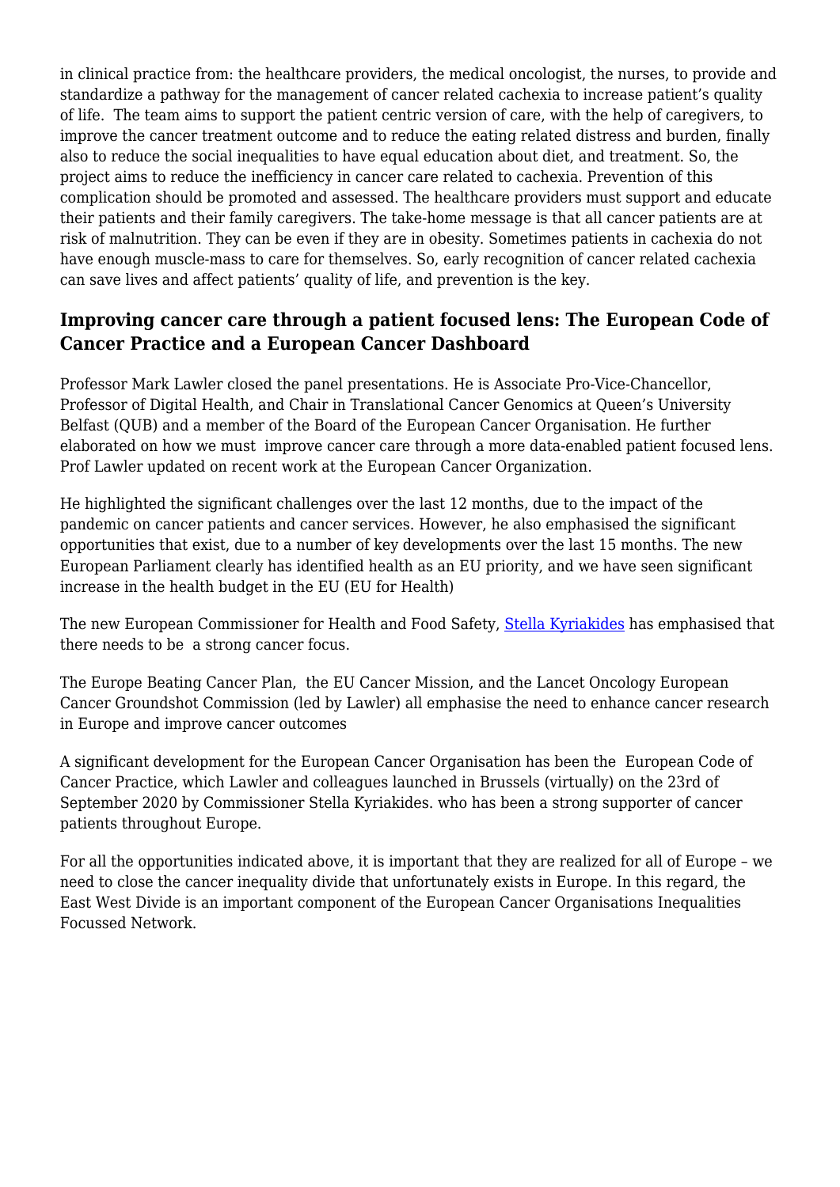in clinical practice from: the healthcare providers, the medical oncologist, the nurses, to provide and standardize a pathway for the management of cancer related cachexia to increase patient's quality of life.  The team aims to support the patient centric version of care, with the help of caregivers, to improve the cancer treatment outcome and to reduce the eating related distress and burden, finally also to reduce the social inequalities to have equal education about diet, and treatment. So, the project aims to reduce the inefficiency in cancer care related to cachexia. Prevention of this complication should be promoted and assessed. The healthcare providers must support and educate their patients and their family caregivers. The take-home message is that all cancer patients are at risk of malnutrition. They can be even if they are in obesity. Sometimes patients in cachexia do not have enough muscle-mass to care for themselves. So, early recognition of cancer related cachexia can save lives and affect patients' quality of life, and prevention is the key.

## Improving cancer care through a patient focused lens: The European Code of Cancer Practice and a European Cancer Dashboard

Professor Mark Lawler closed the panel presentations. He is Associate Pro-Vice-Chancellor, Professor of Digital Health, and Chair in Translational Cancer Genomics at Queen's University Belfast (QUB) and a member of the Board of the European Cancer Organisation. He further elaborated on how we must  improve cancer care through a more data-enabled patient focused lens. Prof Lawler updated on recent work at the European Cancer Organization.

He highlighted the significant challenges over the last 12 months, due to the impact of the pandemic on cancer patients and cancer services. However, he also emphasised the significant opportunities that exist, due to a number of key developments over the last 15 months. The new European Parliament clearly has identified health as an EU priority, and we have seen significant increase in the health budget in the EU (EU for Health)

The new European Commissioner for Health and Food Safety, Stella Kyriakides has emphasised that there needs to be  a strong cancer focus.

The Europe Beating Cancer Plan,  the EU Cancer Mission, and the Lancet Oncology European Cancer Groundshot Commission (led by Lawler) all emphasise the need to enhance cancer research in Europe and improve cancer outcomes

A significant development for the European Cancer Organisation has been the  European Code of Cancer Practice, which Lawler and colleagues launched in Brussels (virtually) on the 23rd of September 2020 by Commissioner Stella Kyriakides. who has been a strong supporter of cancer patients throughout Europe.

For all the opportunities indicated above, it is important that they are realized for all of Europe – we need to close the cancer inequality divide that unfortunately exists in Europe. In this regard, the East West Divide is an important component of the European Cancer Organisations Inequalities Focussed Network.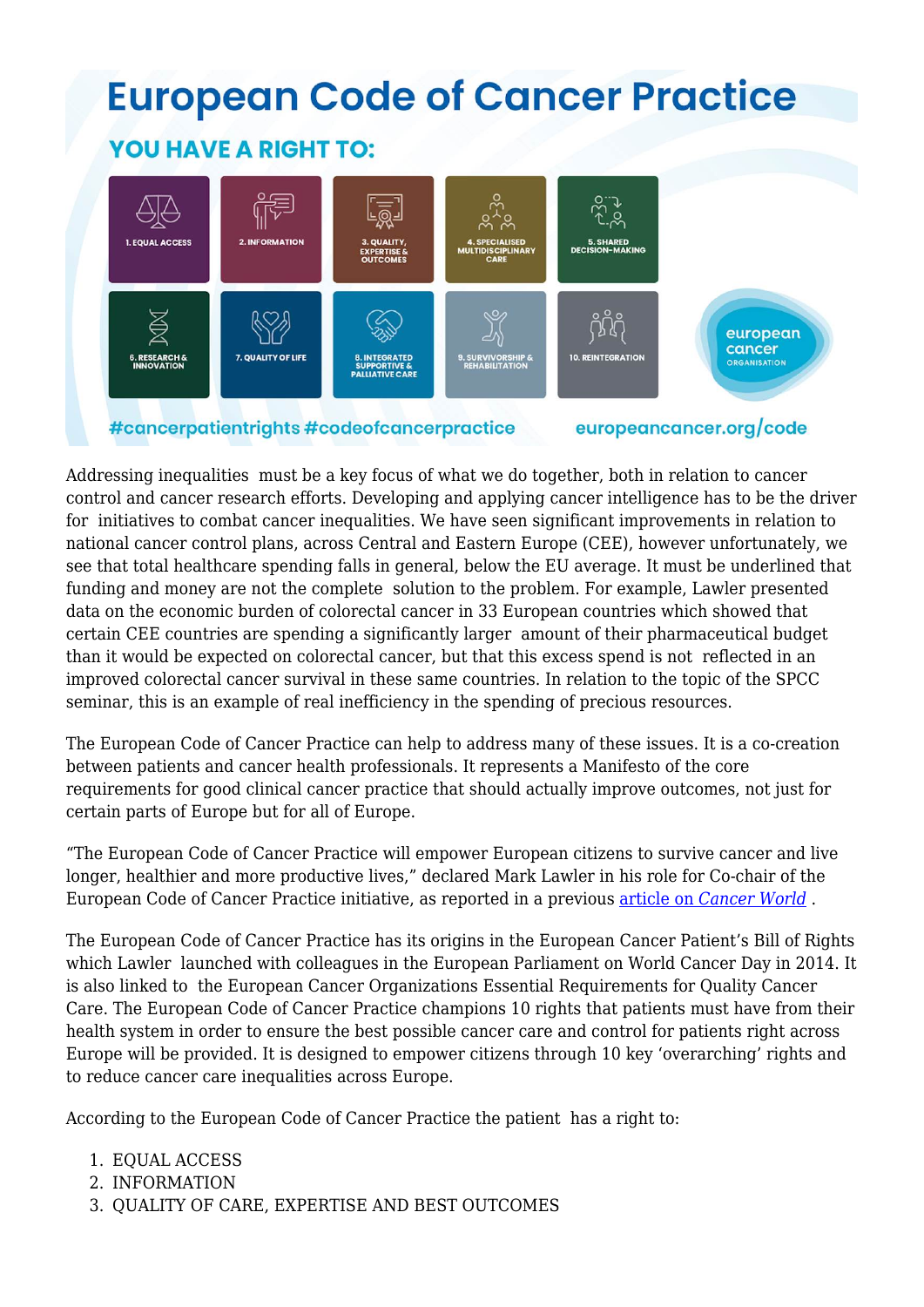Addressing inequalities must be a key focus of what we do together, both in relation to cancer control and cancer research efforts. Developing and applying cancer intelligence has to be the driver for initiatives to combat cancer inequalities. We have seen significant improvements in relation to national cancer control plans, across Central and Eastern Europe (CEE), however unfortunately, we see that total healthcare spending falls in general, below the EU average. It must be underlined that funding and money are not the complete solution to the problem. For example, Lawler presented data on the economic burden of colorectal cancer in 33 European countries which showed that certain CEE countries are spending a significantly larger amount of their pharmaceutical budget than it would be expected on colorectal cancer, but that this excess spend is not reflected in an improved colorectal cancer survival in these same countries. In relation to the topic of the SPCC seminar, this is an example of real inefficiency in the spending of precious resources.

The European Code of Cancer Practice can help to address many of these issues. It is a co-creation between patients and cancer health professionals. It represents a Manifesto of the core requirements for good clinical cancer practice that should actually improve outcomes, not just for certain parts of Europe but for all of Europe.

"The European Code of Cancer Practice will empower European citizens to survive cancer and live longer, healthier and more productive lives," declared Mark Lawler in his role for Co-chair of the European Code of Cancer Practice initiative, as reported in a previous article on *Cancer World* .

The European Code of Cancer Practice has its origins in the European Cancer Patient's Bill of Rights which Lawler launched with colleagues in the European Parliament on World Cancer Day in 2014. It is also linked to the European Cancer Organizations Essential Requirements for Quality Cancer Care. The European Code of Cancer Practice champions 10 rights that patients must have from their health system in order to ensure the best possible cancer care and control for patients right across Europe will be provided. It is designed to empower citizens through 10 key 'overarching' rights and to reduce cancer care inequalities across Europe.

According to the European Code of Cancer Practice the patient has a right to:

1. EQUAL ACCESS
2. INFORMATION
3. QUALITY OF CARE, EXPERTISE AND BEST OUTCOMES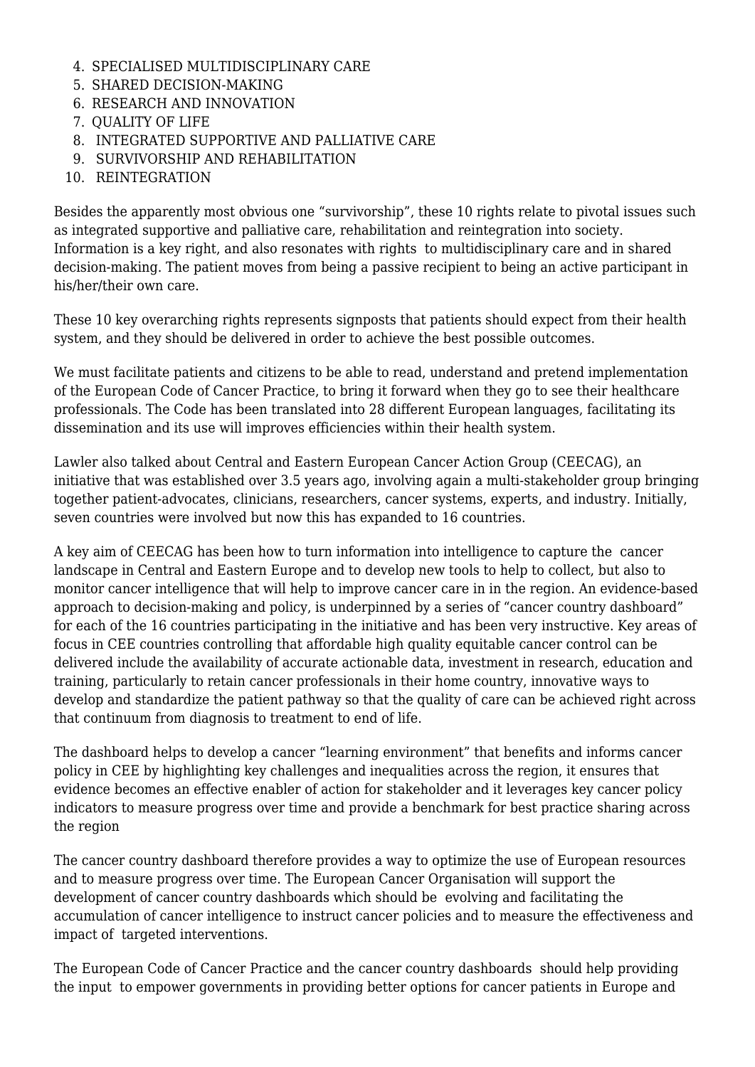4. SPECIALISED MULTIDISCIPLINARY CARE
5. SHARED DECISION-MAKING
6. RESEARCH AND INNOVATION
7. QUALITY OF LIFE
8. INTEGRATED SUPPORTIVE AND PALLIATIVE CARE
9. SURVIVORSHIP AND REHABILITATION
10. REINTEGRATION

Besides the apparently most obvious one "survivorship", these 10 rights relate to pivotal issues such as integrated supportive and palliative care, rehabilitation and reintegration into society. Information is a key right, and also resonates with rights to multidisciplinary care and in shared decision-making. The patient moves from being a passive recipient to being an active participant in his/her/their own care.

These 10 key overarching rights represents signposts that patients should expect from their health system, and they should be delivered in order to achieve the best possible outcomes.

We must facilitate patients and citizens to be able to read, understand and pretend implementation of the European Code of Cancer Practice, to bring it forward when they go to see their healthcare professionals. The Code has been translated into 28 different European languages, facilitating its dissemination and its use will improves efficiencies within their health system.

Lawler also talked about Central and Eastern European Cancer Action Group (CEECAG), an initiative that was established over 3.5 years ago, involving again a multi-stakeholder group bringing together patient-advocates, clinicians, researchers, cancer systems, experts, and industry. Initially, seven countries were involved but now this has expanded to 16 countries.

A key aim of CEECAG has been how to turn information into intelligence to capture the cancer landscape in Central and Eastern Europe and to develop new tools to help to collect, but also to monitor cancer intelligence that will help to improve cancer care in in the region. An evidence-based approach to decision-making and policy, is underpinned by a series of "cancer country dashboard" for each of the 16 countries participating in the initiative and has been very instructive. Key areas of focus in CEE countries controlling that affordable high quality equitable cancer control can be delivered include the availability of accurate actionable data, investment in research, education and training, particularly to retain cancer professionals in their home country, innovative ways to develop and standardize the patient pathway so that the quality of care can be achieved right across that continuum from diagnosis to treatment to end of life.

The dashboard helps to develop a cancer "learning environment" that benefits and informs cancer policy in CEE by highlighting key challenges and inequalities across the region, it ensures that evidence becomes an effective enabler of action for stakeholder and it leverages key cancer policy indicators to measure progress over time and provide a benchmark for best practice sharing across the region

The cancer country dashboard therefore provides a way to optimize the use of European resources and to measure progress over time. The European Cancer Organisation will support the development of cancer country dashboards which should be evolving and facilitating the accumulation of cancer intelligence to instruct cancer policies and to measure the effectiveness and impact of targeted interventions.

The European Code of Cancer Practice and the cancer country dashboards should help providing the input to empower governments in providing better options for cancer patients in Europe and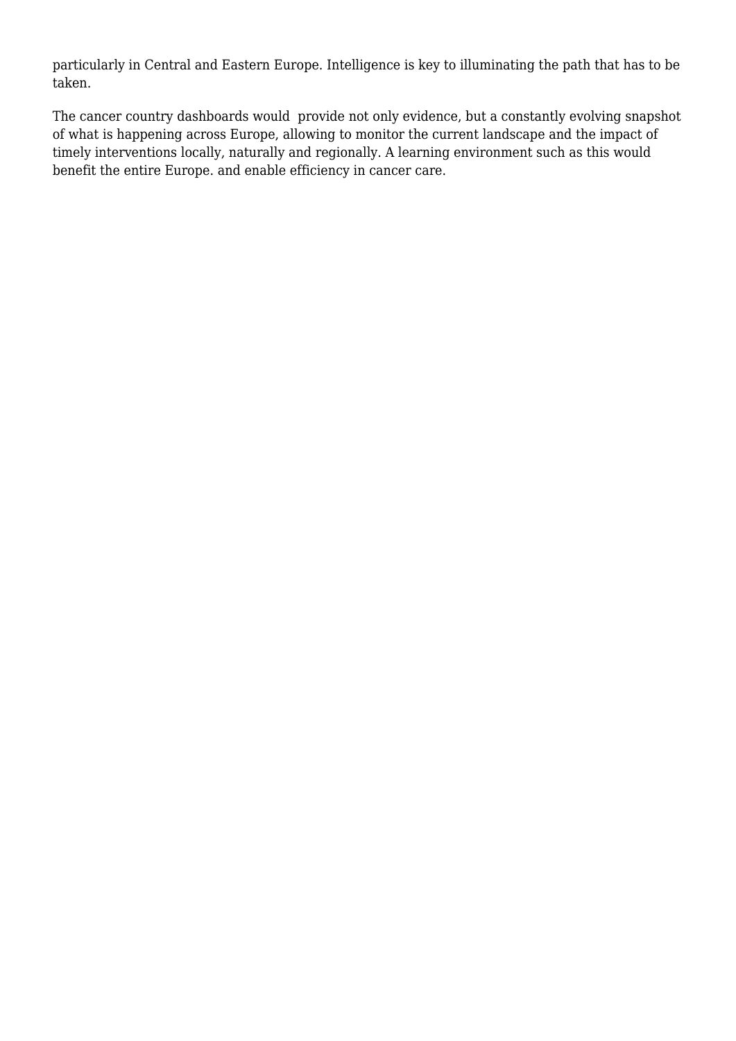particularly in Central and Eastern Europe. Intelligence is key to illuminating the path that has to be taken.

The cancer country dashboards would  provide not only evidence, but a constantly evolving snapshot of what is happening across Europe, allowing to monitor the current landscape and the impact of timely interventions locally, naturally and regionally. A learning environment such as this would benefit the entire Europe. and enable efficiency in cancer care.